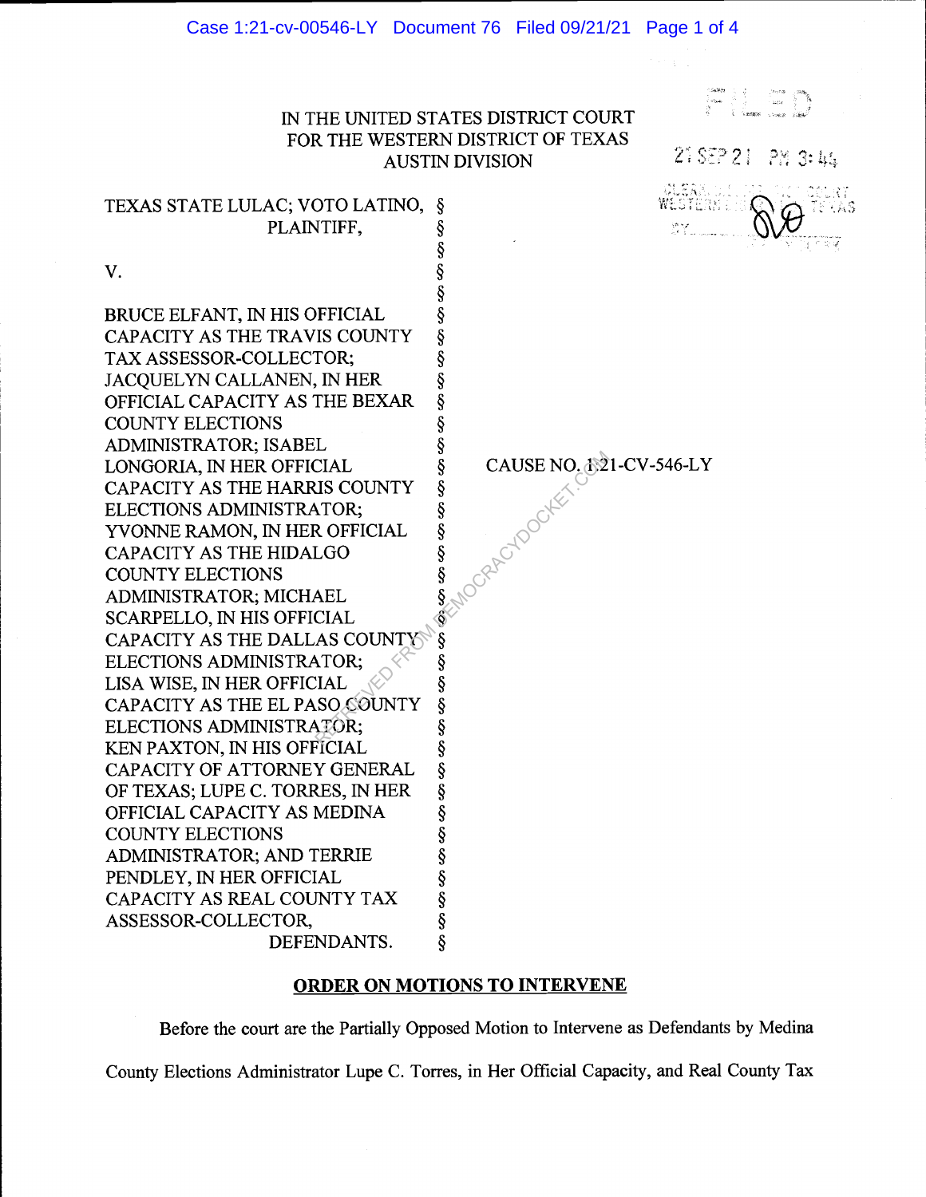IN THE UNITED STATES DISTRICT COURT
FOR THE WESTERN DISTRICT OF TEXAS
AUSTIN DIVISION

FILED
21 SEP 21 PM 3:44

| | | |
|---|---|---|
| TEXAS STATE LULAC; VOTO LATINO, PLAINTIFF, | § | |
| V. | § | |
| BRUCE ELFANT, IN HIS OFFICIAL CAPACITY AS THE TRAVIS COUNTY TAX ASSESSOR-COLLECTOR; JACQUELYN CALLANEN, IN HER OFFICIAL CAPACITY AS THE BEXAR COUNTY ELECTIONS ADMINISTRATOR; ISABEL LONGORIA, IN HER OFFICIAL CAPACITY AS THE HARRIS COUNTY ELECTIONS ADMINISTRATOR; YVONNE RAMON, IN HER OFFICIAL CAPACITY AS THE HIDALGO COUNTY ELECTIONS ADMINISTRATOR; MICHAEL SCARPELLO, IN HIS OFFICIAL CAPACITY AS THE DALLAS COUNTY ELECTIONS ADMINISTRATOR; LISA WISE, IN HER OFFICIAL CAPACITY AS THE EL PASO COUNTY ELECTIONS ADMINISTRATOR; KEN PAXTON, IN HIS OFFICIAL CAPACITY OF ATTORNEY GENERAL OF TEXAS; LUPE C. TORRES, IN HER OFFICIAL CAPACITY AS MEDINA COUNTY ELECTIONS ADMINISTRATOR; AND TERRIE PENDLEY, IN HER OFFICIAL CAPACITY AS REAL COUNTY TAX ASSESSOR-COLLECTOR, DEFENDANTS. | § | CAUSE NO. 1:21-CV-546-LY |

## ORDER ON MOTIONS TO INTERVENE

Before the court are the Partially Opposed Motion to Intervene as Defendants by Medina County Elections Administrator Lupe C. Torres, in Her Official Capacity, and Real County Tax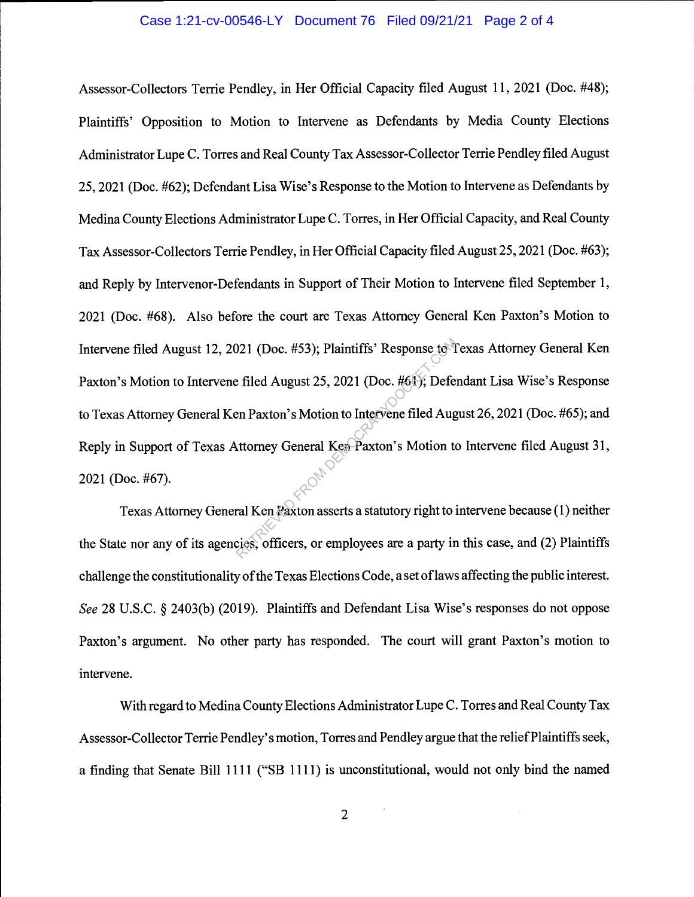Assessor-Collectors Terrie Pendley, in Her Official Capacity filed August 11, 2021 (Doc. #48); Plaintiffs' Opposition to Motion to Intervene as Defendants by Media County Elections Administrator Lupe C. Torres and Real County Tax Assessor-Collector Terrie Pendley filed August 25, 2021 (Doc. #62); Defendant Lisa Wise's Response to the Motion to Intervene as Defendants by Medina County Elections Administrator Lupe C. Torres, in Her Official Capacity, and Real County Tax Assessor-Collectors Terrie Pendley, in Her Official Capacity filed August 25, 2021 (Doc. #63); and Reply by Intervenor-Defendants in Support of Their Motion to Intervene filed September 1, 2021 (Doc. #68). Also before the court are Texas Attorney General Ken Paxton's Motion to Intervene filed August 12, 2021 (Doc. #53); Plaintiffs' Response to Texas Attorney General Ken Paxton's Motion to Intervene filed August 25, 2021 (Doc. #61); Defendant Lisa Wise's Response to Texas Attorney General Ken Paxton's Motion to Intervene filed August 26, 2021 (Doc. #65); and Reply in Support of Texas Attorney General Ken Paxton's Motion to Intervene filed August 31, 2021 (Doc. #67).

Texas Attorney General Ken Paxton asserts a statutory right to intervene because (1) neither the State nor any of its agencies, officers, or employees are a party in this case, and (2) Plaintiffs challenge the constitutionality of the Texas Elections Code, a set of laws affecting the public interest. *See* 28 U.S.C. § 2403(b) (2019). Plaintiffs and Defendant Lisa Wise's responses do not oppose Paxton's argument. No other party has responded. The court will grant Paxton's motion to intervene.

With regard to Medina County Elections Administrator Lupe C. Torres and Real County Tax Assessor-Collector Terrie Pendley's motion, Torres and Pendley argue that the relief Plaintiffs seek, a finding that Senate Bill 1111 ("SB 1111) is unconstitutional, would not only bind the named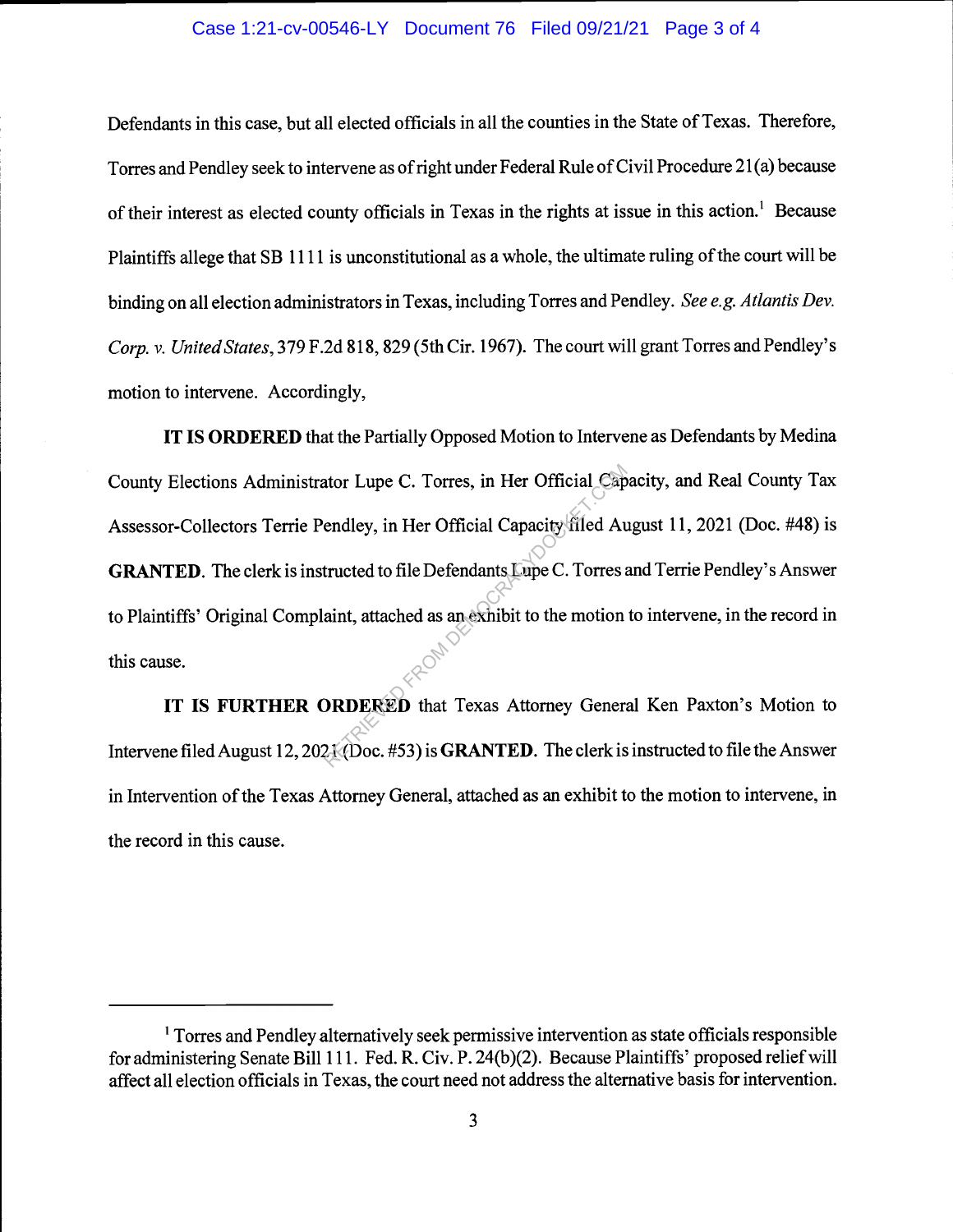Defendants in this case, but all elected officials in all the counties in the State of Texas. Therefore, Torres and Pendley seek to intervene as of right under Federal Rule of Civil Procedure 21(a) because of their interest as elected county officials in Texas in the rights at issue in this action.[1] Because Plaintiffs allege that SB 1111 is unconstitutional as a whole, the ultimate ruling of the court will be binding on all election administrators in Texas, including Torres and Pendley. *See e.g. Atlantis Dev. Corp. v. United States*, 379 F.2d 818, 829 (5th Cir. 1967). The court will grant Torres and Pendley's motion to intervene. Accordingly,

**IT IS ORDERED** that the Partially Opposed Motion to Intervene as Defendants by Medina County Elections Administrator Lupe C. Torres, in Her Official Capacity, and Real County Tax Assessor-Collectors Terrie Pendley, in Her Official Capacity filed August 11, 2021 (Doc. #48) is **GRANTED**. The clerk is instructed to file Defendants Lupe C. Torres and Terrie Pendley's Answer to Plaintiffs' Original Complaint, attached as an exhibit to the motion to intervene, in the record in this cause.

**IT IS FURTHER ORDERED** that Texas Attorney General Ken Paxton's Motion to Intervene filed August 12, 2021 (Doc. #53) is **GRANTED**. The clerk is instructed to file the Answer in Intervention of the Texas Attorney General, attached as an exhibit to the motion to intervene, in the record in this cause.

---

[1] Torres and Pendley alternatively seek permissive intervention as state officials responsible for administering Senate Bill 111. Fed. R. Civ. P. 24(b)(2). Because Plaintiffs' proposed relief will affect all election officials in Texas, the court need not address the alternative basis for intervention.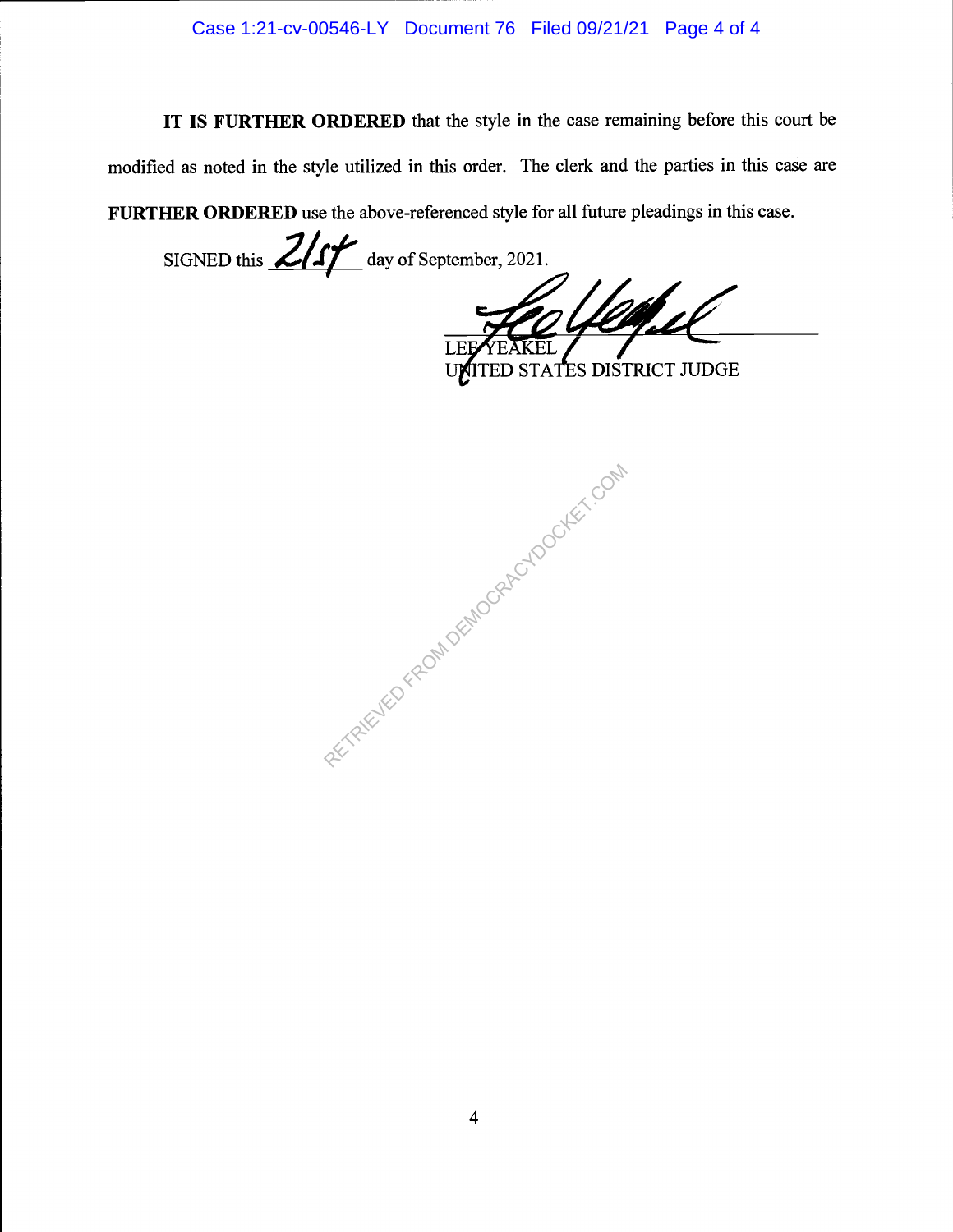**IT IS FURTHER ORDERED** that the style in the case remaining before this court be modified as noted in the style utilized in this order. The clerk and the parties in this case are **FURTHER ORDERED** use the above-referenced style for all future pleadings in this case.

SIGNED this 21st day of September, 2021.

LEE YEAKEL
UNITED STATES DISTRICT JUDGE